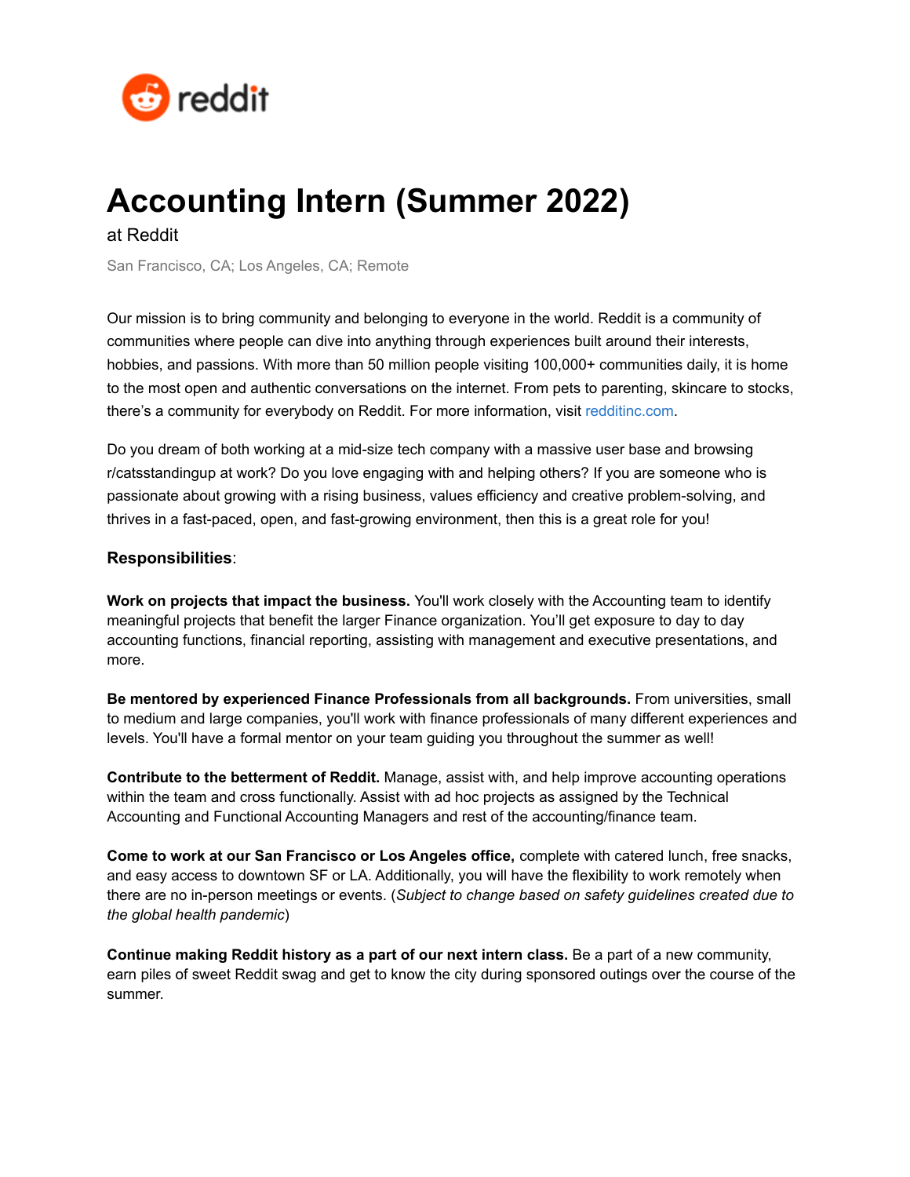# Accounting Intern (Summer 2022)

at Reddit

San Francisco, CA; Los Angeles, CA; Remote

Our mission is to bring community and belonging to everyone in the world. Reddit is a community of communities where people can dive into anything through experiences built around their interests, hobbies, and passions. With more than 50 million people visiting 100,000+ communities daily, it is home to the most open and authentic conversations on the internet. From pets to parenting, skincare to stocks, there's a community for everybody on Reddit. For more information, visit redditinc.com.

Do you dream of both working at a mid-size tech company with a massive user base and browsing r/catsstandingup at work? Do you love engaging with and helping others? If you are someone who is passionate about growing with a rising business, values efficiency and creative problem-solving, and thrives in a fast-paced, open, and fast-growing environment, then this is a great role for you!

### Responsibilities:

**Work on projects that impact the business.** You'll work closely with the Accounting team to identify meaningful projects that benefit the larger Finance organization. You'll get exposure to day to day accounting functions, financial reporting, assisting with management and executive presentations, and more.

**Be mentored by experienced Finance Professionals from all backgrounds.** From universities, small to medium and large companies, you'll work with finance professionals of many different experiences and levels. You'll have a formal mentor on your team guiding you throughout the summer as well!

**Contribute to the betterment of Reddit.** Manage, assist with, and help improve accounting operations within the team and cross functionally. Assist with ad hoc projects as assigned by the Technical Accounting and Functional Accounting Managers and rest of the accounting/finance team.

**Come to work at our San Francisco or Los Angeles office,** complete with catered lunch, free snacks, and easy access to downtown SF or LA. Additionally, you will have the flexibility to work remotely when there are no in-person meetings or events. (*Subject to change based on safety guidelines created due to the global health pandemic*)

**Continue making Reddit history as a part of our next intern class.** Be a part of a new community, earn piles of sweet Reddit swag and get to know the city during sponsored outings over the course of the summer.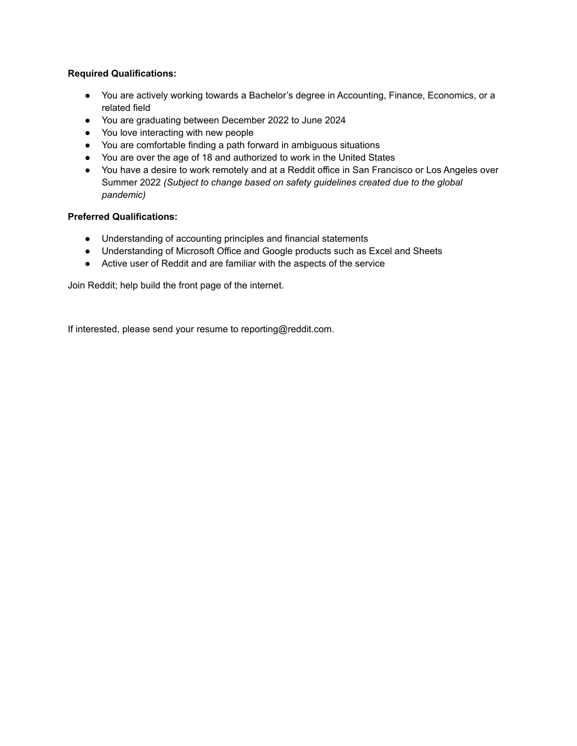**Required Qualifications:**

- You are actively working towards a Bachelor's degree in Accounting, Finance, Economics, or a related field
- You are graduating between December 2022 to June 2024
- You love interacting with new people
- You are comfortable finding a path forward in ambiguous situations
- You are over the age of 18 and authorized to work in the United States
- You have a desire to work remotely and at a Reddit office in San Francisco or Los Angeles over Summer 2022 *(Subject to change based on safety guidelines created due to the global pandemic)*

**Preferred Qualifications:**

- Understanding of accounting principles and financial statements
- Understanding of Microsoft Office and Google products such as Excel and Sheets
- Active user of Reddit and are familiar with the aspects of the service

Join Reddit; help build the front page of the internet.

If interested, please send your resume to reporting@reddit.com.